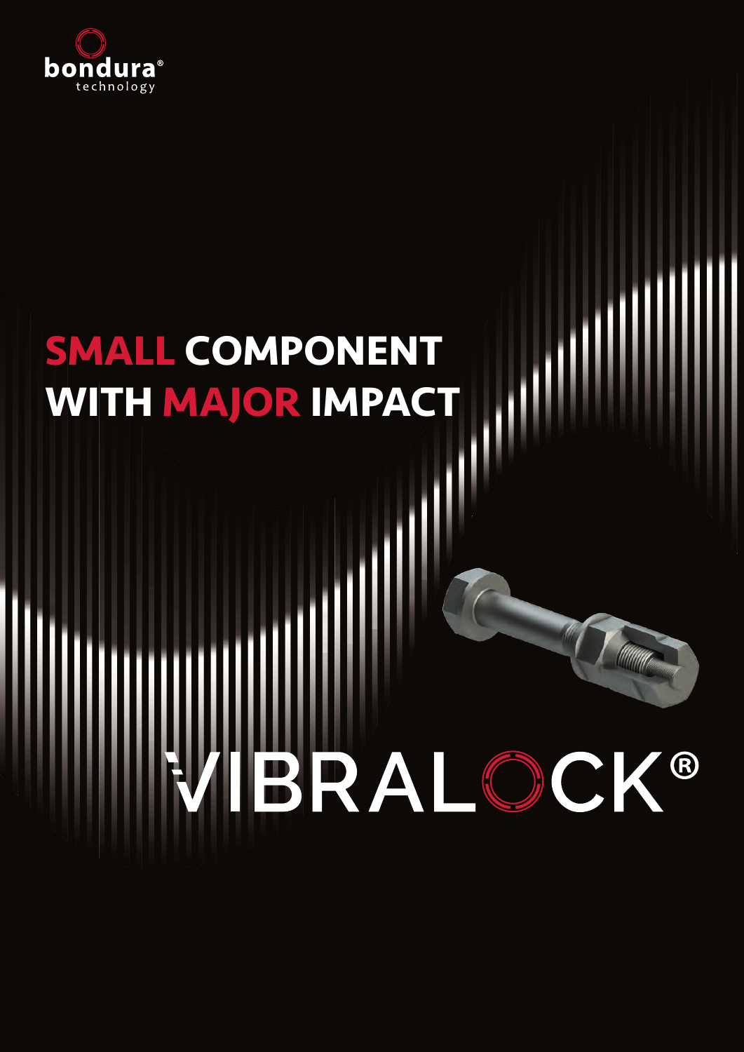bondura® technology

# SMALL COMPONENT WITH MAJOR IMPACT

# VIBRALOCK®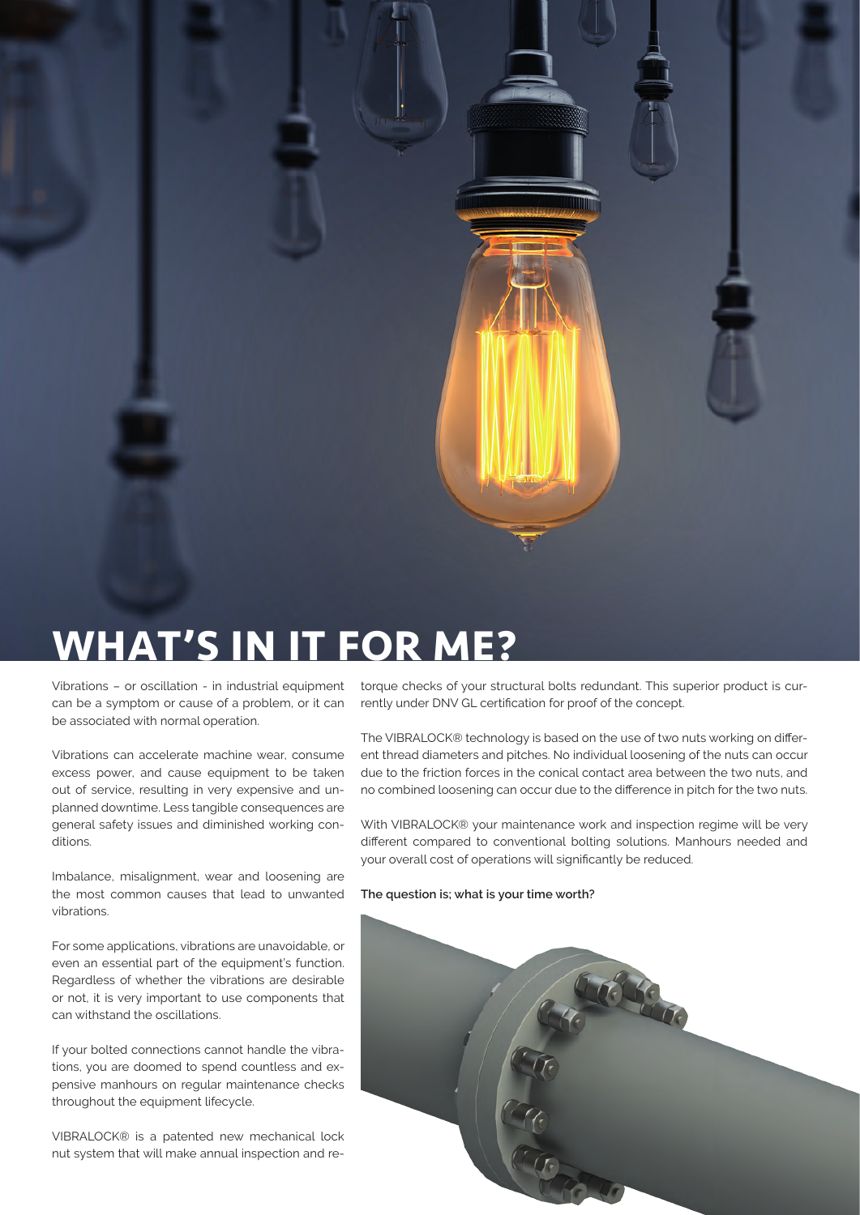# WHAT'S IN IT FOR ME?

Vibrations – or oscillation - in industrial equipment can be a symptom or cause of a problem, or it can be associated with normal operation.

Vibrations can accelerate machine wear, consume excess power, and cause equipment to be taken out of service, resulting in very expensive and unplanned downtime. Less tangible consequences are general safety issues and diminished working conditions.

Imbalance, misalignment, wear and loosening are the most common causes that lead to unwanted vibrations.

For some applications, vibrations are unavoidable, or even an essential part of the equipment's function. Regardless of whether the vibrations are desirable or not, it is very important to use components that can withstand the oscillations.

If your bolted connections cannot handle the vibrations, you are doomed to spend countless and expensive manhours on regular maintenance checks throughout the equipment lifecycle.

VIBRALOCK® is a patented new mechanical lock nut system that will make annual inspection and re-torque checks of your structural bolts redundant. This superior product is currently under DNV GL certification for proof of the concept.

The VIBRALOCK® technology is based on the use of two nuts working on different thread diameters and pitches. No individual loosening of the nuts can occur due to the friction forces in the conical contact area between the two nuts, and no combined loosening can occur due to the difference in pitch for the two nuts.

With VIBRALOCK® your maintenance work and inspection regime will be very different compared to conventional bolting solutions. Manhours needed and your overall cost of operations will significantly be reduced.

**The question is; what is your time worth?**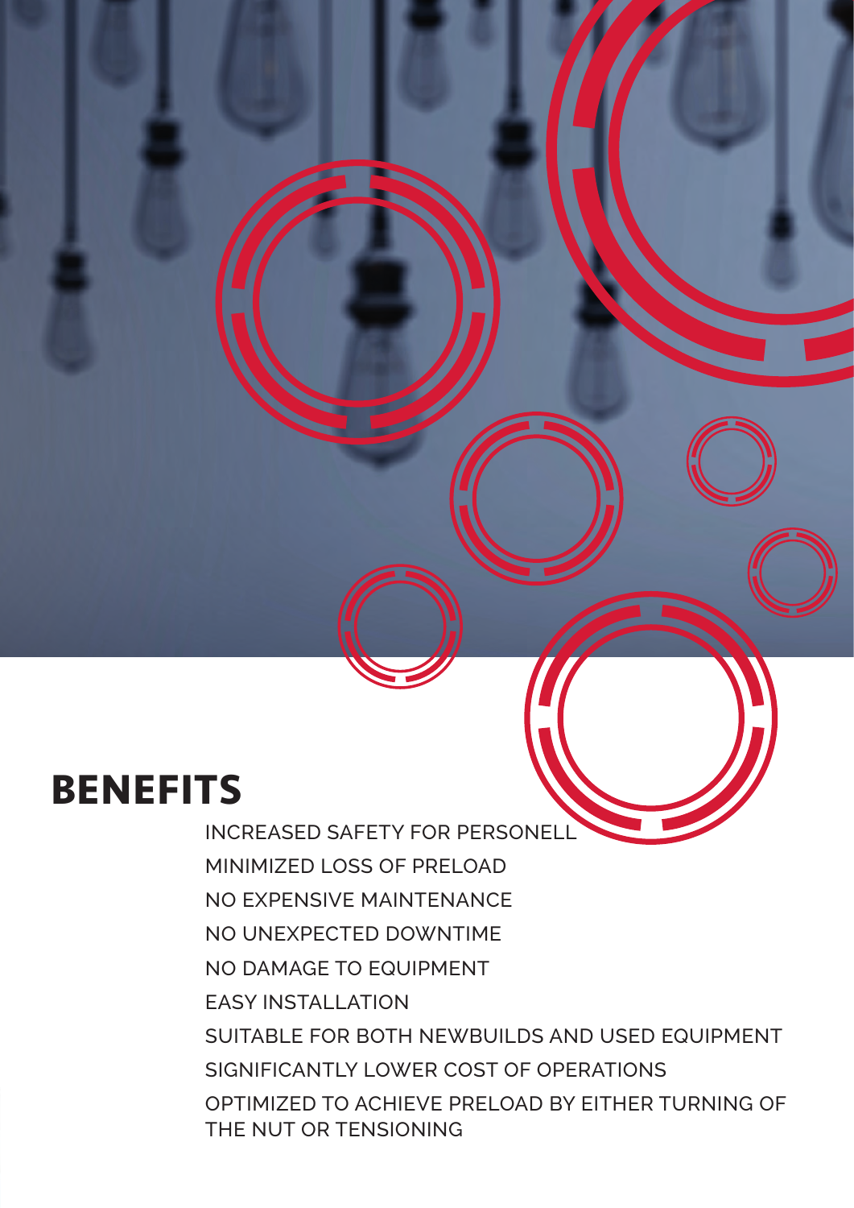# BENEFITS

- INCREASED SAFETY FOR PERSONELL
- MINIMIZED LOSS OF PRELOAD
- NO EXPENSIVE MAINTENANCE
- NO UNEXPECTED DOWNTIME
- NO DAMAGE TO EQUIPMENT
- EASY INSTALLATION
- SUITABLE FOR BOTH NEWBUILDS AND USED EQUIPMENT
- SIGNIFICANTLY LOWER COST OF OPERATIONS
- OPTIMIZED TO ACHIEVE PRELOAD BY EITHER TURNING OF THE NUT OR TENSIONING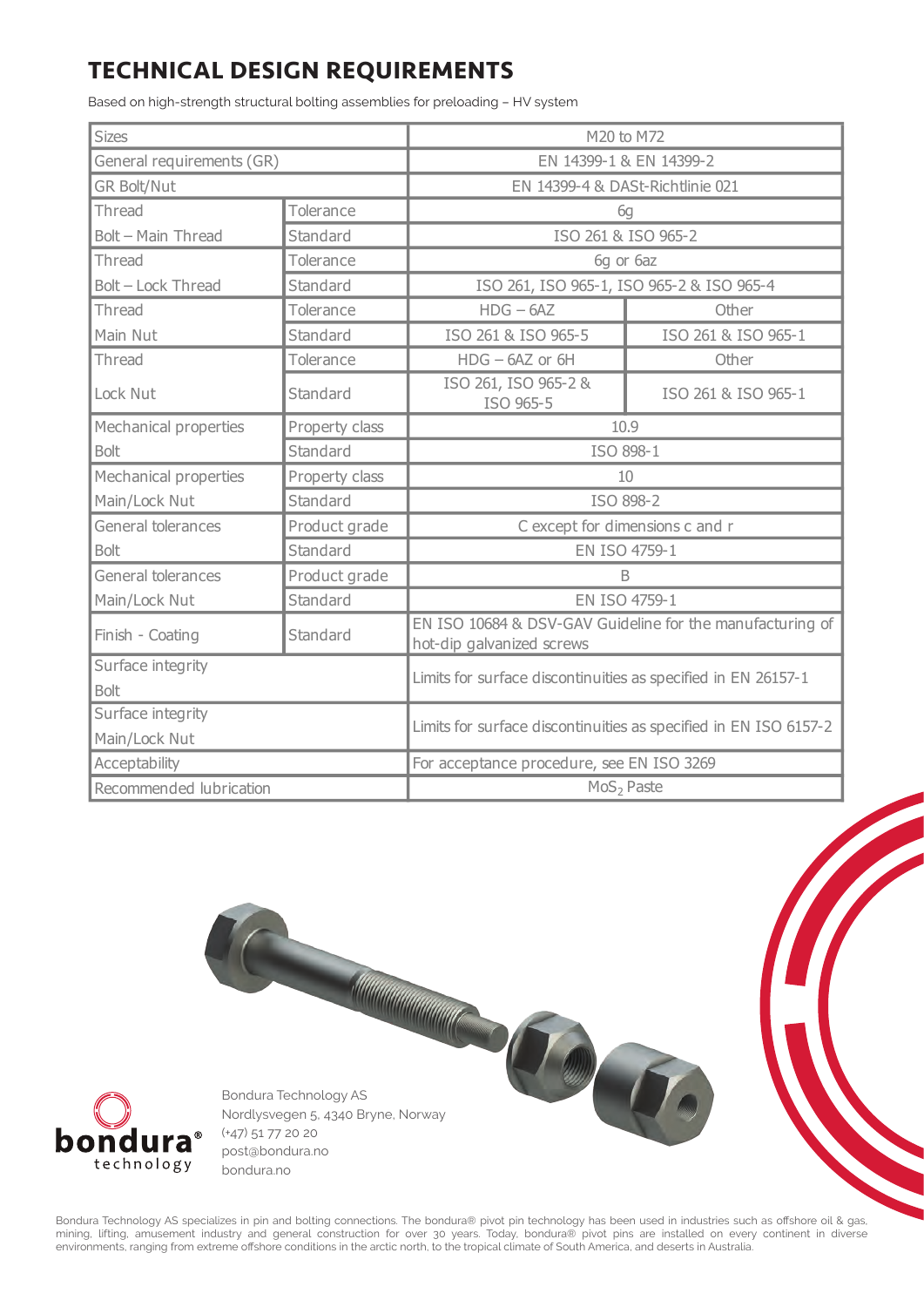# TECHNICAL DESIGN REQUIREMENTS

Based on high-strength structural bolting assemblies for preloading – HV system

| | | | |
|---|---|---|---|
| Sizes | | M20 to M72 | |
| General requirements (GR) | | EN 14399-1 & EN 14399-2 | |
| GR Bolt/Nut | | EN 14399-4 & DASt-Richtlinie 021 | |
| Thread | Tolerance | 6g | |
| Bolt – Main Thread | Standard | ISO 261 & ISO 965-2 | |
| Thread | Tolerance | 6g or 6az | |
| Bolt – Lock Thread | Standard | ISO 261, ISO 965-1, ISO 965-2 & ISO 965-4 | |
| Thread | Tolerance | HDG – 6AZ | Other |
| Main Nut | Standard | ISO 261 & ISO 965-5 | ISO 261 & ISO 965-1 |
| Thread | Tolerance | HDG – 6AZ or 6H | Other |
| Lock Nut | Standard | ISO 261, ISO 965-2 & ISO 965-5 | ISO 261 & ISO 965-1 |
| Mechanical properties | Property class | 10.9 | |
| Bolt | Standard | ISO 898-1 | |
| Mechanical properties | Property class | 10 | |
| Main/Lock Nut | Standard | ISO 898-2 | |
| General tolerances | Product grade | C except for dimensions c and r | |
| Bolt | Standard | EN ISO 4759-1 | |
| General tolerances | Product grade | B | |
| Main/Lock Nut | Standard | EN ISO 4759-1 | |
| Finish - Coating | Standard | EN ISO 10684 & DSV-GAV Guideline for the manufacturing of hot-dip galvanized screws | |
| Surface integrity Bolt | | Limits for surface discontinuities as specified in EN 26157-1 | |
| Surface integrity Main/Lock Nut | | Limits for surface discontinuities as specified in EN ISO 6157-2 | |
| Acceptability | | For acceptance procedure, see EN ISO 3269 | |
| Recommended lubrication | | $MoS_2$ Paste | |

Bondura Technology AS
Nordlysvegen 5, 4340 Bryne, Norway
(+47) 51 77 20 20
post@bondura.no
bondura.no

Bondura Technology AS specializes in pin and bolting connections. The bondura® pivot pin technology has been used in industries such as offshore oil & gas, mining, lifting, amusement industry and general construction for over 30 years. Today, bondura® pivot pins are installed on every continent in diverse environments, ranging from extreme offshore conditions in the arctic north, to the tropical climate of South America, and deserts in Australia.